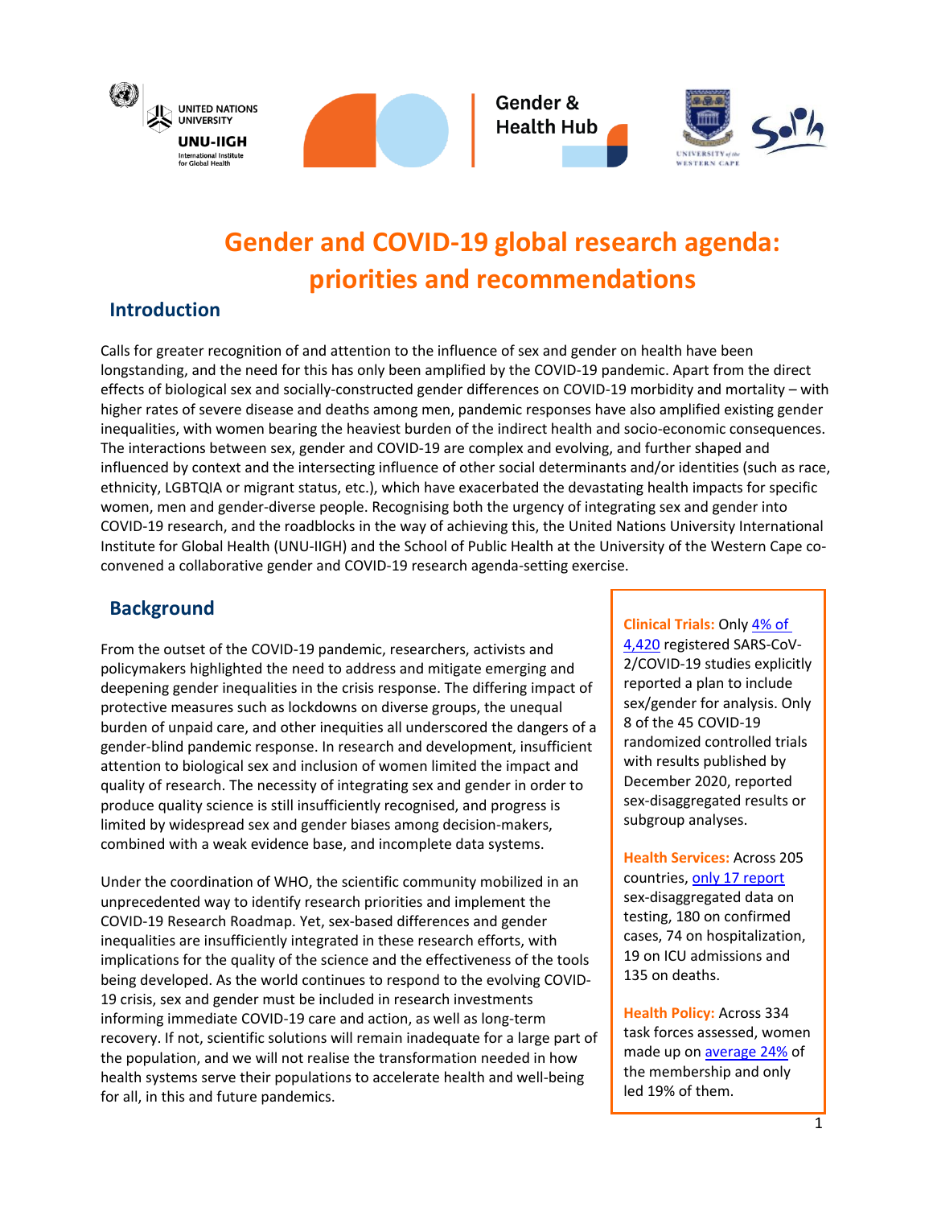# Gender and COVID-19 global research agenda: priorities and recommendations

## Introduction

Calls for greater recognition of and attention to the influence of sex and gender on health have been longstanding, and the need for this has only been amplified by the COVID-19 pandemic. Apart from the direct effects of biological sex and socially-constructed gender differences on COVID-19 morbidity and mortality – with higher rates of severe disease and deaths among men, pandemic responses have also amplified existing gender inequalities, with women bearing the heaviest burden of the indirect health and socio-economic consequences. The interactions between sex, gender and COVID-19 are complex and evolving, and further shaped and influenced by context and the intersecting influence of other social determinants and/or identities (such as race, ethnicity, LGBTQIA or migrant status, etc.), which have exacerbated the devastating health impacts for specific women, men and gender-diverse people. Recognising both the urgency of integrating sex and gender into COVID-19 research, and the roadblocks in the way of achieving this, the United Nations University International Institute for Global Health (UNU-IIGH) and the School of Public Health at the University of the Western Cape co-convened a collaborative gender and COVID-19 research agenda-setting exercise.

## Background

From the outset of the COVID-19 pandemic, researchers, activists and policymakers highlighted the need to address and mitigate emerging and deepening gender inequalities in the crisis response. The differing impact of protective measures such as lockdowns on diverse groups, the unequal burden of unpaid care, and other inequities all underscored the dangers of a gender-blind pandemic response. In research and development, insufficient attention to biological sex and inclusion of women limited the impact and quality of research. The necessity of integrating sex and gender in order to produce quality science is still insufficiently recognised, and progress is limited by widespread sex and gender biases among decision-makers, combined with a weak evidence base, and incomplete data systems.

Under the coordination of WHO, the scientific community mobilized in an unprecedented way to identify research priorities and implement the COVID-19 Research Roadmap. Yet, sex-based differences and gender inequalities are insufficiently integrated in these research efforts, with implications for the quality of the science and the effectiveness of the tools being developed. As the world continues to respond to the evolving COVID-19 crisis, sex and gender must be included in research investments informing immediate COVID-19 care and action, as well as long-term recovery. If not, scientific solutions will remain inadequate for a large part of the population, and we will not realise the transformation needed in how health systems serve their populations to accelerate health and well-being for all, in this and future pandemics.

**Clinical Trials:** Only 4% of 4,420 registered SARS-CoV-2/COVID-19 studies explicitly reported a plan to include sex/gender for analysis. Only 8 of the 45 COVID-19 randomized controlled trials with results published by December 2020, reported sex-disaggregated results or subgroup analyses.

**Health Services:** Across 205 countries, only 17 report sex-disaggregated data on testing, 180 on confirmed cases, 74 on hospitalization, 19 on ICU admissions and 135 on deaths.

**Health Policy:** Across 334 task forces assessed, women made up on average 24% of the membership and only led 19% of them.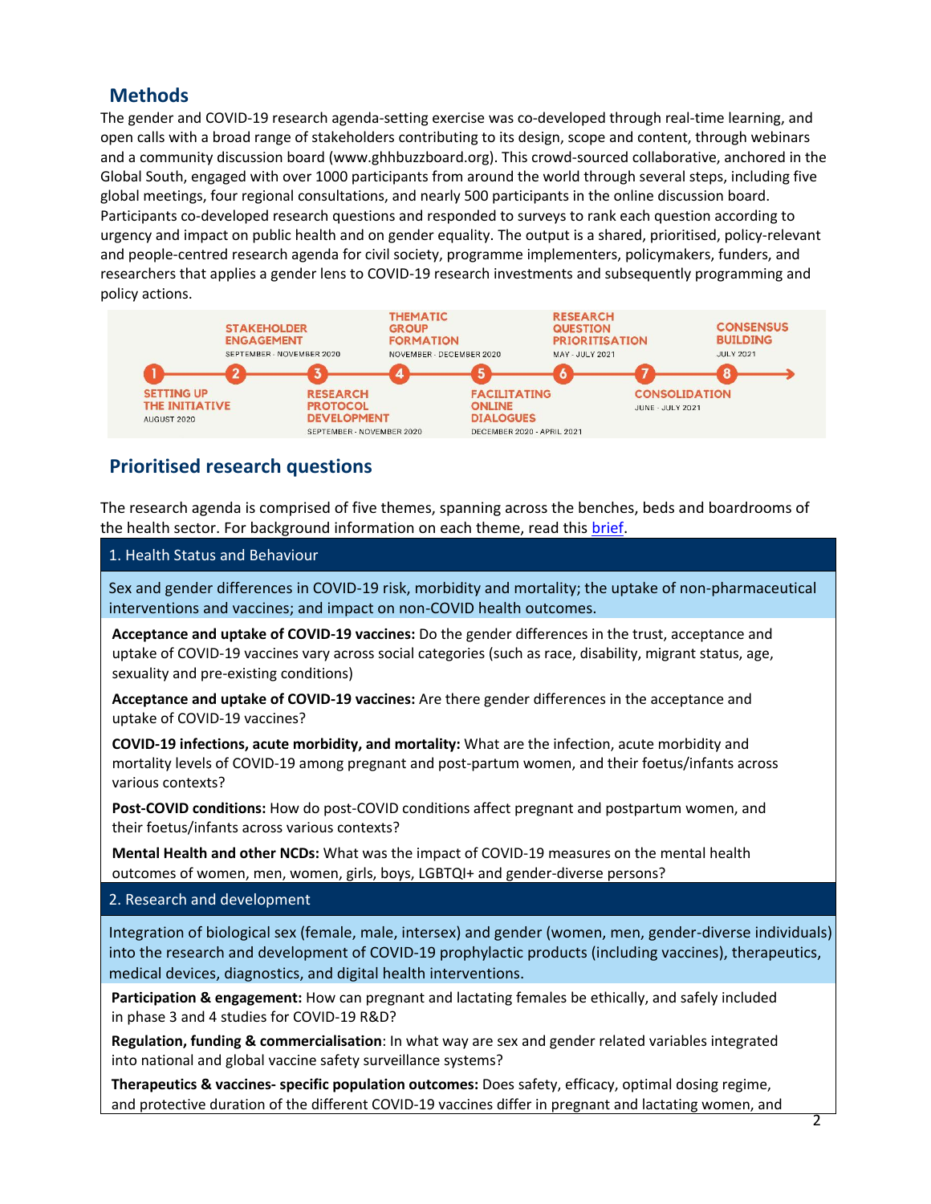## Methods

The gender and COVID-19 research agenda-setting exercise was co-developed through real-time learning, and open calls with a broad range of stakeholders contributing to its design, scope and content, through webinars and a community discussion board (www.ghhbuzzboard.org). This crowd-sourced collaborative, anchored in the Global South, engaged with over 1000 participants from around the world through several steps, including five global meetings, four regional consultations, and nearly 500 participants in the online discussion board. Participants co-developed research questions and responded to surveys to rank each question according to urgency and impact on public health and on gender equality. The output is a shared, prioritised, policy-relevant and people-centred research agenda for civil society, programme implementers, policymakers, funders, and researchers that applies a gender lens to COVID-19 research investments and subsequently programming and policy actions.

1. SETTING UP THE INITIATIVE — AUGUST 2020
2. STAKEHOLDER ENGAGEMENT — SEPTEMBER - NOVEMBER 2020
3. RESEARCH PROTOCOL DEVELOPMENT — SEPTEMBER - NOVEMBER 2020
4. THEMATIC GROUP FORMATION — NOVEMBER - DECEMBER 2020
5. FACILITATING ONLINE DIALOGUES — DECEMBER 2020 - APRIL 2021
6. RESEARCH QUESTION PRIORITISATION — MAY - JULY 2021
7. CONSOLIDATION — JUNE - JULY 2021
8. CONSENSUS BUILDING — JULY 2021

## Prioritised research questions

The research agenda is comprised of five themes, spanning across the benches, beds and boardrooms of the health sector. For background information on each theme, read this brief.

### 1. Health Status and Behaviour

Sex and gender differences in COVID-19 risk, morbidity and mortality; the uptake of non-pharmaceutical interventions and vaccines; and impact on non-COVID health outcomes.

**Acceptance and uptake of COVID-19 vaccines:** Do the gender differences in the trust, acceptance and uptake of COVID-19 vaccines vary across social categories (such as race, disability, migrant status, age, sexuality and pre-existing conditions)

**Acceptance and uptake of COVID-19 vaccines:** Are there gender differences in the acceptance and uptake of COVID-19 vaccines?

**COVID-19 infections, acute morbidity, and mortality:** What are the infection, acute morbidity and mortality levels of COVID-19 among pregnant and post-partum women, and their foetus/infants across various contexts?

**Post-COVID conditions:** How do post-COVID conditions affect pregnant and postpartum women, and their foetus/infants across various contexts?

**Mental Health and other NCDs:** What was the impact of COVID-19 measures on the mental health outcomes of women, men, women, girls, boys, LGBTQI+ and gender-diverse persons?

### 2. Research and development

Integration of biological sex (female, male, intersex) and gender (women, men, gender-diverse individuals) into the research and development of COVID-19 prophylactic products (including vaccines), therapeutics, medical devices, diagnostics, and digital health interventions.

**Participation & engagement:** How can pregnant and lactating females be ethically, and safely included in phase 3 and 4 studies for COVID-19 R&D?

**Regulation, funding & commercialisation**: In what way are sex and gender related variables integrated into national and global vaccine safety surveillance systems?

**Therapeutics & vaccines- specific population outcomes:** Does safety, efficacy, optimal dosing regime, and protective duration of the different COVID-19 vaccines differ in pregnant and lactating women, and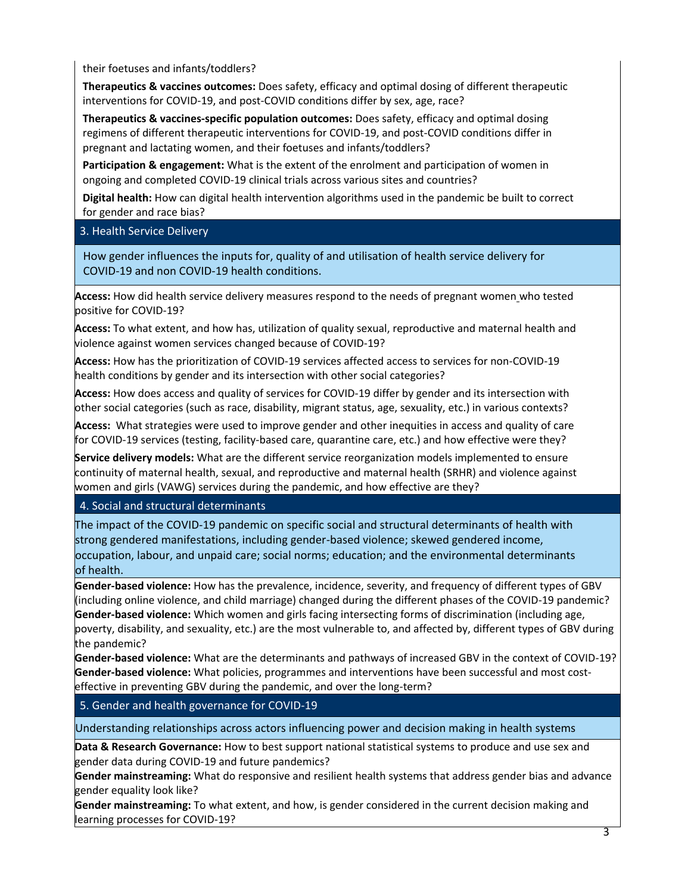their foetuses and infants/toddlers?

**Therapeutics & vaccines outcomes:** Does safety, efficacy and optimal dosing of different therapeutic interventions for COVID-19, and post-COVID conditions differ by sex, age, race?

**Therapeutics & vaccines-specific population outcomes:** Does safety, efficacy and optimal dosing regimens of different therapeutic interventions for COVID-19, and post-COVID conditions differ in pregnant and lactating women, and their foetuses and infants/toddlers?

**Participation & engagement:** What is the extent of the enrolment and participation of women in ongoing and completed COVID-19 clinical trials across various sites and countries?

**Digital health:** How can digital health intervention algorithms used in the pandemic be built to correct for gender and race bias?

## 3. Health Service Delivery

How gender influences the inputs for, quality of and utilisation of health service delivery for COVID-19 and non COVID-19 health conditions.

**Access:** How did health service delivery measures respond to the needs of pregnant women who tested positive for COVID-19?

**Access:** To what extent, and how has, utilization of quality sexual, reproductive and maternal health and violence against women services changed because of COVID-19?

**Access:** How has the prioritization of COVID-19 services affected access to services for non-COVID-19 health conditions by gender and its intersection with other social categories?

**Access:** How does access and quality of services for COVID-19 differ by gender and its intersection with other social categories (such as race, disability, migrant status, age, sexuality, etc.) in various contexts?

**Access:** What strategies were used to improve gender and other inequities in access and quality of care for COVID-19 services (testing, facility-based care, quarantine care, etc.) and how effective were they?

**Service delivery models:** What are the different service reorganization models implemented to ensure continuity of maternal health, sexual, and reproductive and maternal health (SRHR) and violence against women and girls (VAWG) services during the pandemic, and how effective are they?

## 4. Social and structural determinants

The impact of the COVID-19 pandemic on specific social and structural determinants of health with strong gendered manifestations, including gender-based violence; skewed gendered income, occupation, labour, and unpaid care; social norms; education; and the environmental determinants of health.

**Gender-based violence:** How has the prevalence, incidence, severity, and frequency of different types of GBV (including online violence, and child marriage) changed during the different phases of the COVID-19 pandemic?

**Gender-based violence:** Which women and girls facing intersecting forms of discrimination (including age, poverty, disability, and sexuality, etc.) are the most vulnerable to, and affected by, different types of GBV during the pandemic?

**Gender-based violence:** What are the determinants and pathways of increased GBV in the context of COVID-19?

**Gender-based violence:** What policies, programmes and interventions have been successful and most cost-effective in preventing GBV during the pandemic, and over the long-term?

## 5. Gender and health governance for COVID-19

Understanding relationships across actors influencing power and decision making in health systems

**Data & Research Governance:** How to best support national statistical systems to produce and use sex and gender data during COVID-19 and future pandemics?

**Gender mainstreaming:** What do responsive and resilient health systems that address gender bias and advance gender equality look like?

**Gender mainstreaming:** To what extent, and how, is gender considered in the current decision making and learning processes for COVID-19?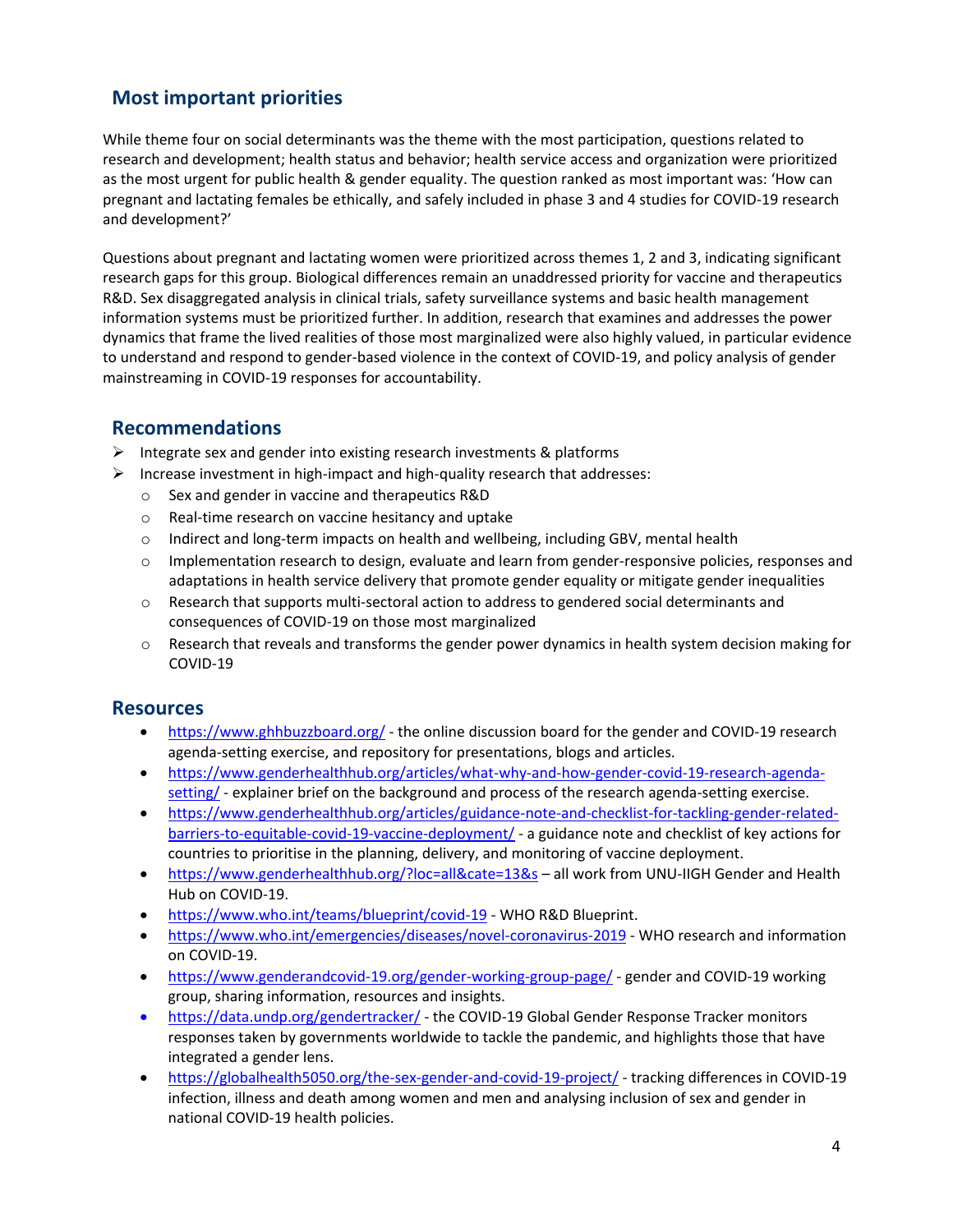## Most important priorities

While theme four on social determinants was the theme with the most participation, questions related to research and development; health status and behavior; health service access and organization were prioritized as the most urgent for public health & gender equality. The question ranked as most important was: 'How can pregnant and lactating females be ethically, and safely included in phase 3 and 4 studies for COVID-19 research and development?'

Questions about pregnant and lactating women were prioritized across themes 1, 2 and 3, indicating significant research gaps for this group. Biological differences remain an unaddressed priority for vaccine and therapeutics R&D. Sex disaggregated analysis in clinical trials, safety surveillance systems and basic health management information systems must be prioritized further. In addition, research that examines and addresses the power dynamics that frame the lived realities of those most marginalized were also highly valued, in particular evidence to understand and respond to gender-based violence in the context of COVID-19, and policy analysis of gender mainstreaming in COVID-19 responses for accountability.

## Recommendations

- Integrate sex and gender into existing research investments & platforms
- Increase investment in high-impact and high-quality research that addresses:
  - Sex and gender in vaccine and therapeutics R&D
  - Real-time research on vaccine hesitancy and uptake
  - Indirect and long-term impacts on health and wellbeing, including GBV, mental health
  - Implementation research to design, evaluate and learn from gender-responsive policies, responses and adaptations in health service delivery that promote gender equality or mitigate gender inequalities
  - Research that supports multi-sectoral action to address to gendered social determinants and consequences of COVID-19 on those most marginalized
  - Research that reveals and transforms the gender power dynamics in health system decision making for COVID-19

## Resources

- https://www.ghhbuzzboard.org/ - the online discussion board for the gender and COVID-19 research agenda-setting exercise, and repository for presentations, blogs and articles.
- https://www.genderhealthhub.org/articles/what-why-and-how-gender-covid-19-research-agenda-setting/ - explainer brief on the background and process of the research agenda-setting exercise.
- https://www.genderhealthhub.org/articles/guidance-note-and-checklist-for-tackling-gender-related-barriers-to-equitable-covid-19-vaccine-deployment/ - a guidance note and checklist of key actions for countries to prioritise in the planning, delivery, and monitoring of vaccine deployment.
- https://www.genderhealthhub.org/?loc=all&cate=13&s – all work from UNU-IIGH Gender and Health Hub on COVID-19.
- https://www.who.int/teams/blueprint/covid-19 - WHO R&D Blueprint.
- https://www.who.int/emergencies/diseases/novel-coronavirus-2019 - WHO research and information on COVID-19.
- https://www.genderandcovid-19.org/gender-working-group-page/ - gender and COVID-19 working group, sharing information, resources and insights.
- https://data.undp.org/gendertracker/ - the COVID-19 Global Gender Response Tracker monitors responses taken by governments worldwide to tackle the pandemic, and highlights those that have integrated a gender lens.
- https://globalhealth5050.org/the-sex-gender-and-covid-19-project/ - tracking differences in COVID-19 infection, illness and death among women and men and analysing inclusion of sex and gender in national COVID-19 health policies.